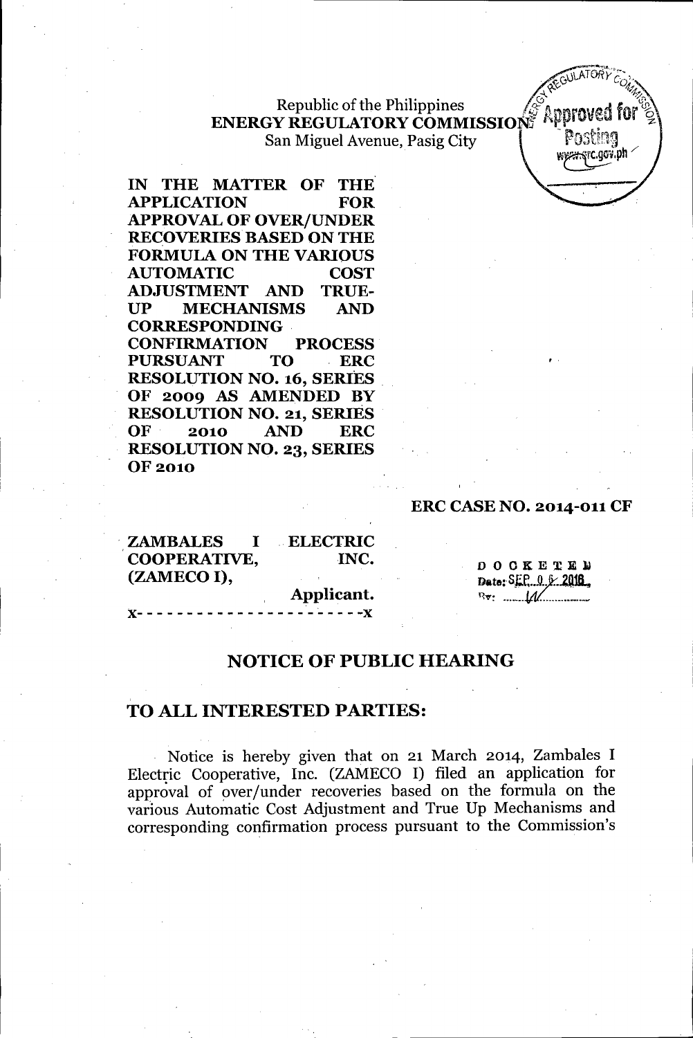Republic of the Philippines
**ENERGY REGULATORY COMMISSION**
San Miguel Avenue, Pasig City

**IN THE MATTER OF THE APPLICATION FOR APPROVAL OF OVER/UNDER RECOVERIES BASED ON THE FORMULA ON THE VARIOUS AUTOMATIC COST ADJUSTMENT AND TRUE-UP MECHANISMS AND CORRESPONDING CONFIRMATION PROCESS PURSUANT TO ERC RESOLUTION NO. 16, SERIES OF 2009 AS AMENDED BY RESOLUTION NO. 21, SERIES OF 2010 AND ERC RESOLUTION NO. 23, SERIES OF 2010**

**ERC CASE NO. 2014-011 CF**

**ZAMBALES I ELECTRIC COOPERATIVE, INC. (ZAMECO I),**
**Applicant.**
x- - - - - - - - - - - - - - - - - - - - - -x

DOCKETED
Date: SEP 06 2016
By: W

## NOTICE OF PUBLIC HEARING

## TO ALL INTERESTED PARTIES:

Notice is hereby given that on 21 March 2014, Zambales I Electric Cooperative, Inc. (ZAMECO I) filed an application for approval of over/under recoveries based on the formula on the various Automatic Cost Adjustment and True Up Mechanisms and corresponding confirmation process pursuant to the Commission's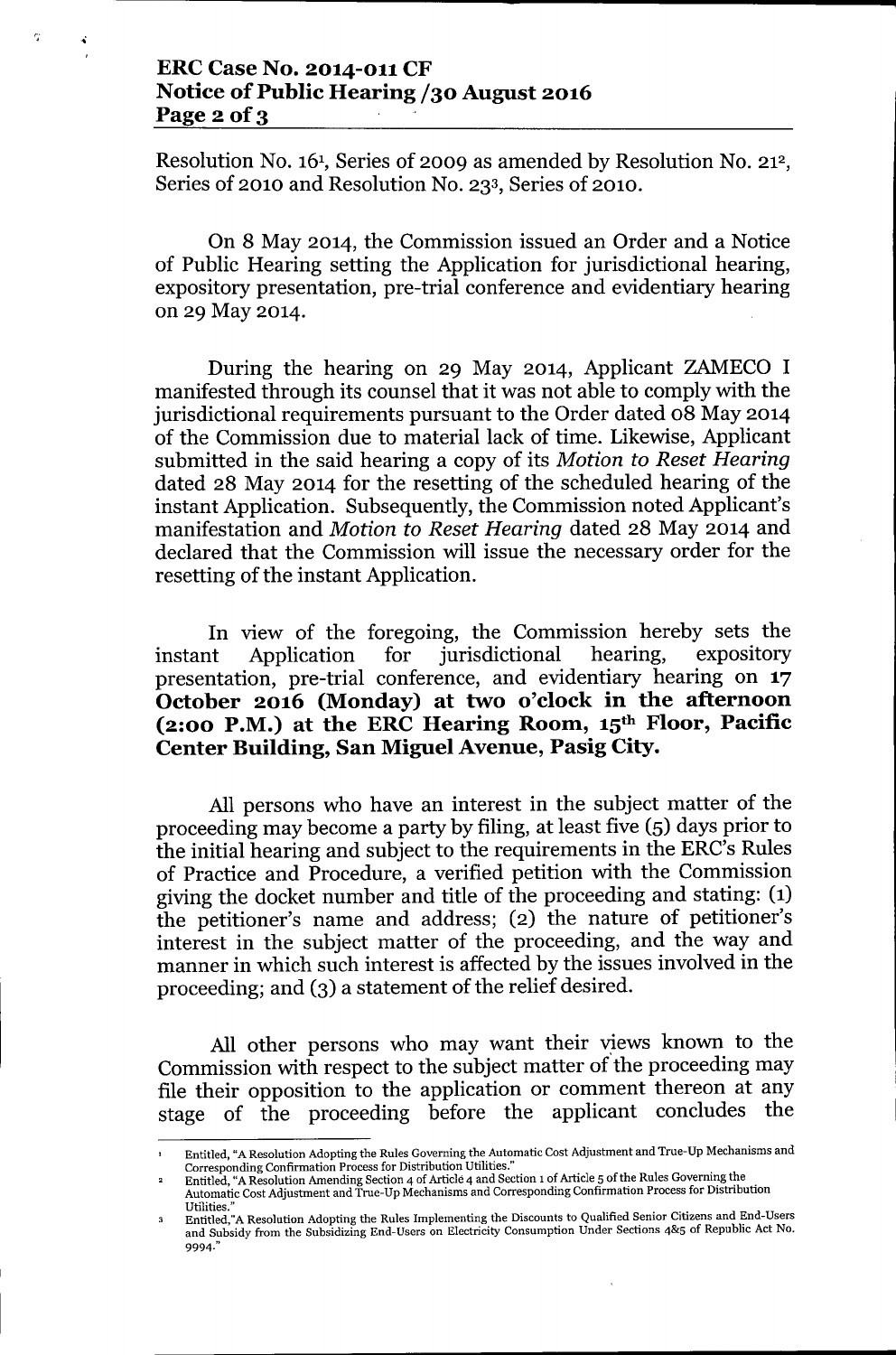Resolution No. 16[1], Series of 2009 as amended by Resolution No. 21[2], Series of 2010 and Resolution No. 23[3], Series of 2010.

On 8 May 2014, the Commission issued an Order and a Notice of Public Hearing setting the Application for jurisdictional hearing, expository presentation, pre-trial conference and evidentiary hearing on 29 May 2014.

During the hearing on 29 May 2014, Applicant ZAMECO I manifested through its counsel that it was not able to comply with the jurisdictional requirements pursuant to the Order dated 08 May 2014 of the Commission due to material lack of time. Likewise, Applicant submitted in the said hearing a copy of its *Motion to Reset Hearing* dated 28 May 2014 for the resetting of the scheduled hearing of the instant Application. Subsequently, the Commission noted Applicant's manifestation and *Motion to Reset Hearing* dated 28 May 2014 and declared that the Commission will issue the necessary order for the resetting of the instant Application.

In view of the foregoing, the Commission hereby sets the instant Application for jurisdictional hearing, expository presentation, pre-trial conference, and evidentiary hearing on **17 October 2016 (Monday) at two o'clock in the afternoon (2:00 P.M.) at the ERC Hearing Room, 15th Floor, Pacific Center Building, San Miguel Avenue, Pasig City.**

All persons who have an interest in the subject matter of the proceeding may become a party by filing, at least five (5) days prior to the initial hearing and subject to the requirements in the ERC's Rules of Practice and Procedure, a verified petition with the Commission giving the docket number and title of the proceeding and stating: (1) the petitioner's name and address; (2) the nature of petitioner's interest in the subject matter of the proceeding, and the way and manner in which such interest is affected by the issues involved in the proceeding; and (3) a statement of the relief desired.

All other persons who may want their views known to the Commission with respect to the subject matter of the proceeding may file their opposition to the application or comment thereon at any stage of the proceeding before the applicant concludes the

---

[1] Entitled, "A Resolution Adopting the Rules Governing the Automatic Cost Adjustment and True-Up Mechanisms and Corresponding Confirmation Process for Distribution Utilities."

[2] Entitled, "A Resolution Amending Section 4 of Article 4 and Section 1 of Article 5 of the Rules Governing the Automatic Cost Adjustment and True-Up Mechanisms and Corresponding Confirmation Process for Distribution Utilities."

[3] Entitled,"A Resolution Adopting the Rules Implementing the Discounts to Qualified Senior Citizens and End-Users and Subsidy from the Subsidizing End-Users on Electricity Consumption Under Sections 4&5 of Republic Act No. 9994."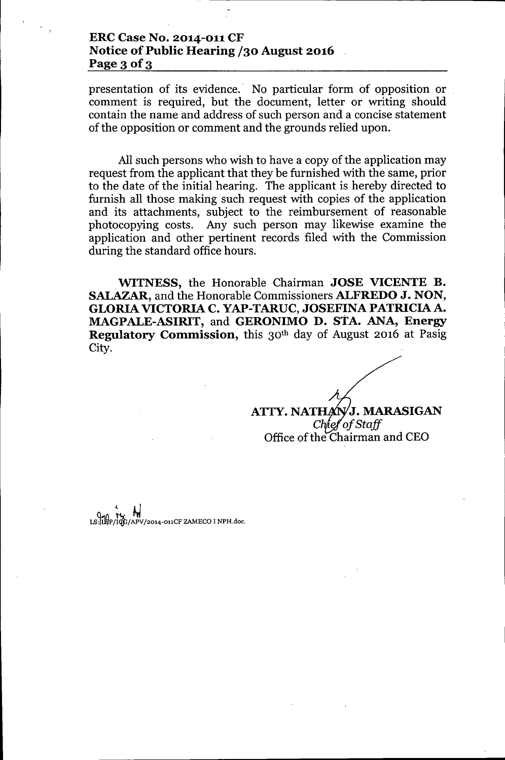presentation of its evidence. No particular form of opposition or comment is required, but the document, letter or writing should contain the name and address of such person and a concise statement of the opposition or comment and the grounds relied upon.

All such persons who wish to have a copy of the application may request from the applicant that they be furnished with the same, prior to the date of the initial hearing. The applicant is hereby directed to furnish all those making such request with copies of the application and its attachments, subject to the reimbursement of reasonable photocopying costs. Any such person may likewise examine the application and other pertinent records filed with the Commission during the standard office hours.

**WITNESS,** the Honorable Chairman **JOSE VICENTE B. SALAZAR,** and the Honorable Commissioners **ALFREDO J. NON, GLORIA VICTORIA C. YAP-TARUC, JOSEFINA PATRICIA A. MAGPALE-ASIRIT,** and **GERONIMO D. STA. ANA, Energy Regulatory Commission,** this 30th day of August 2016 at Pasig City.

**ATTY. NATHAN J. MARASIGAN**
*Chief of Staff*
Office of the Chairman and CEO

LS:JLSP/ICG/APV/2014-011CF ZAMECO I NPH.doc.